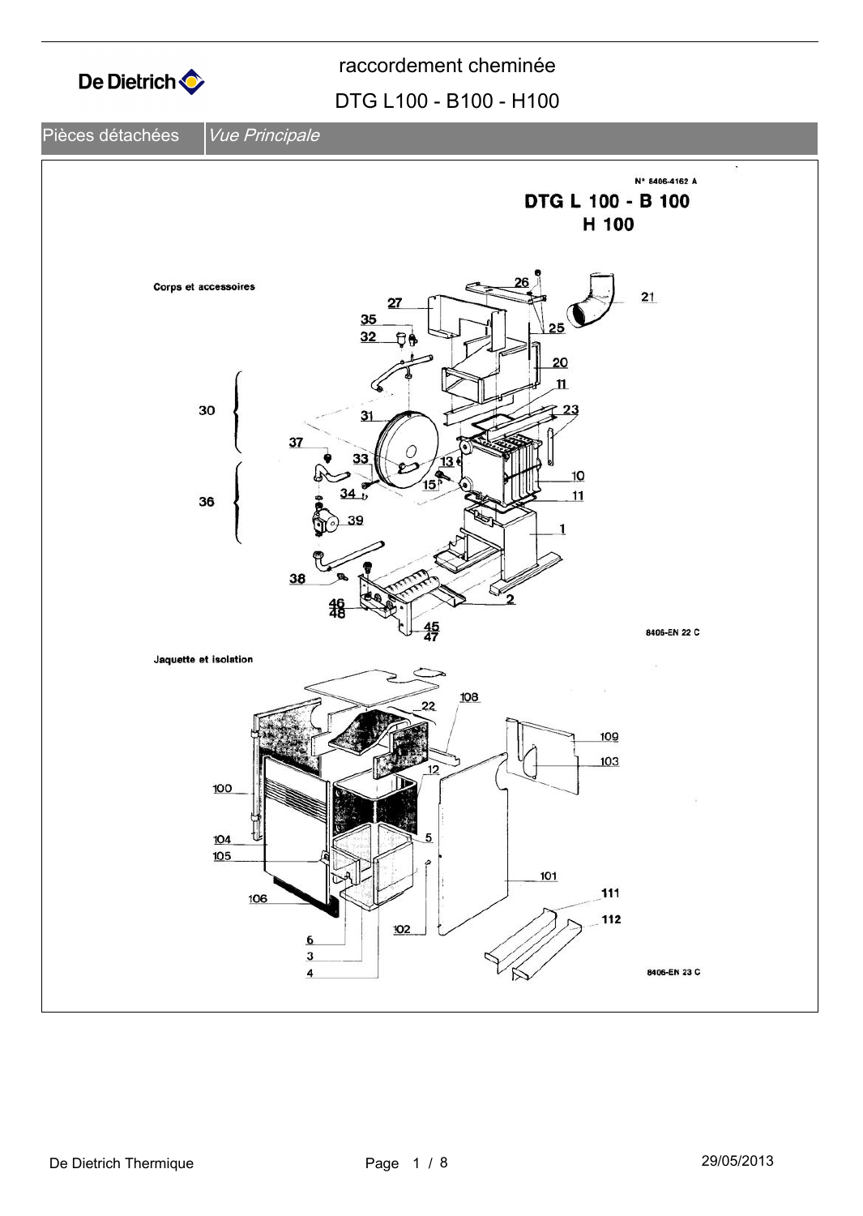# raccordement cheminée

## DTG L100 - B100 - H100

Pièces détachées | *Vue Principale*

N° 8406-4162 A

**DTG L 100 - B 100**
**H 100**

**Corps et accessoires**

8406-EN 22 C

**Jaquette et isolation**

8406-EN 23 C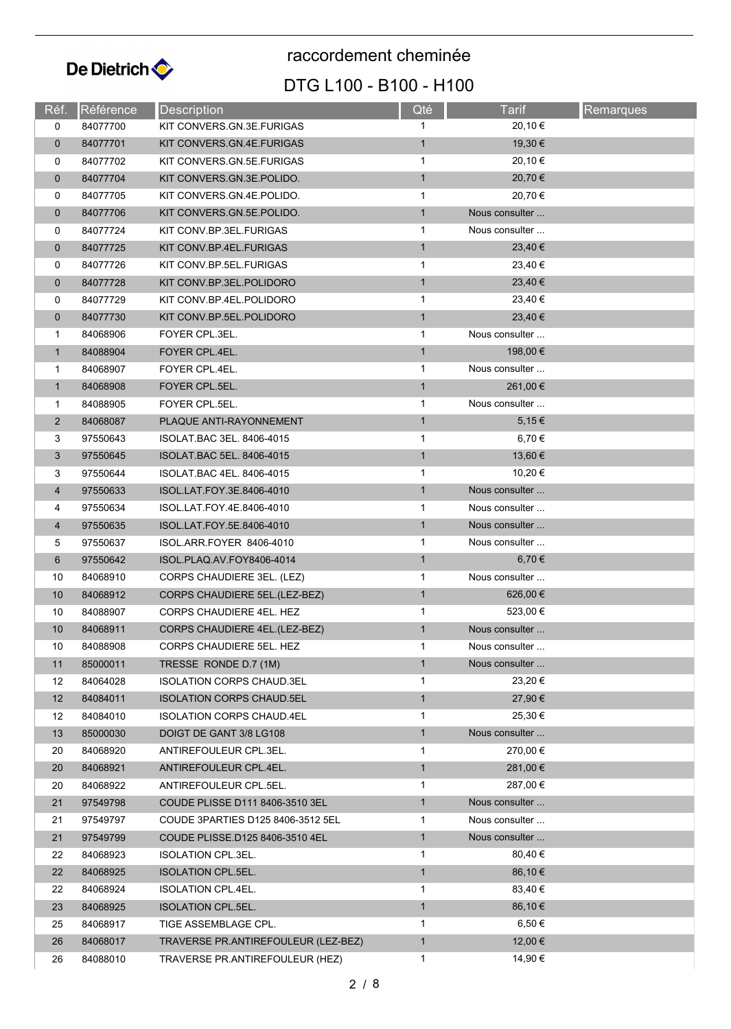De Dietrich

# raccordement cheminée

## DTG L100 - B100 - H100

| Réf. | Référence | Description | Qté | Tarif | Remarques |
|---|---|---|---|---|---|
| 0 | 84077700 | KIT CONVERS.GN.3E.FURIGAS | 1 | 20,10 € | |
| 0 | 84077701 | KIT CONVERS.GN.4E.FURIGAS | 1 | 19,30 € | |
| 0 | 84077702 | KIT CONVERS.GN.5E.FURIGAS | 1 | 20,10 € | |
| 0 | 84077704 | KIT CONVERS.GN.3E.POLIDO. | 1 | 20,70 € | |
| 0 | 84077705 | KIT CONVERS.GN.4E.POLIDO. | 1 | 20,70 € | |
| 0 | 84077706 | KIT CONVERS.GN.5E.POLIDO. | 1 | Nous consulter ... | |
| 0 | 84077724 | KIT CONV.BP.3EL.FURIGAS | 1 | Nous consulter ... | |
| 0 | 84077725 | KIT CONV.BP.4EL.FURIGAS | 1 | 23,40 € | |
| 0 | 84077726 | KIT CONV.BP.5EL.FURIGAS | 1 | 23,40 € | |
| 0 | 84077728 | KIT CONV.BP.3EL.POLIDORO | 1 | 23,40 € | |
| 0 | 84077729 | KIT CONV.BP.4EL.POLIDORO | 1 | 23,40 € | |
| 0 | 84077730 | KIT CONV.BP.5EL.POLIDORO | 1 | 23,40 € | |
| 1 | 84068906 | FOYER CPL.3EL. | 1 | Nous consulter ... | |
| 1 | 84088904 | FOYER CPL.4EL. | 1 | 198,00 € | |
| 1 | 84068907 | FOYER CPL.4EL. | 1 | Nous consulter ... | |
| 1 | 84068908 | FOYER CPL.5EL. | 1 | 261,00 € | |
| 1 | 84088905 | FOYER CPL.5EL. | 1 | Nous consulter ... | |
| 2 | 84068087 | PLAQUE ANTI-RAYONNEMENT | 1 | 5,15 € | |
| 3 | 97550643 | ISOLAT.BAC 3EL. 8406-4015 | 1 | 6,70 € | |
| 3 | 97550645 | ISOLAT.BAC 5EL. 8406-4015 | 1 | 13,60 € | |
| 3 | 97550644 | ISOLAT.BAC 4EL. 8406-4015 | 1 | 10,20 € | |
| 4 | 97550633 | ISOL.LAT.FOY.3E.8406-4010 | 1 | Nous consulter ... | |
| 4 | 97550634 | ISOL.LAT.FOY.4E.8406-4010 | 1 | Nous consulter ... | |
| 4 | 97550635 | ISOL.LAT.FOY.5E.8406-4010 | 1 | Nous consulter ... | |
| 5 | 97550637 | ISOL.ARR.FOYER 8406-4010 | 1 | Nous consulter ... | |
| 6 | 97550642 | ISOL.PLAQ.AV.FOY8406-4014 | 1 | 6,70 € | |
| 10 | 84068910 | CORPS CHAUDIERE 3EL. (LEZ) | 1 | Nous consulter ... | |
| 10 | 84068912 | CORPS CHAUDIERE 5EL.(LEZ-BEZ) | 1 | 626,00 € | |
| 10 | 84088907 | CORPS CHAUDIERE 4EL. HEZ | 1 | 523,00 € | |
| 10 | 84068911 | CORPS CHAUDIERE 4EL.(LEZ-BEZ) | 1 | Nous consulter ... | |
| 10 | 84088908 | CORPS CHAUDIERE 5EL. HEZ | 1 | Nous consulter ... | |
| 11 | 85000011 | TRESSE RONDE D.7 (1M) | 1 | Nous consulter ... | |
| 12 | 84064028 | ISOLATION CORPS CHAUD.3EL | 1 | 23,20 € | |
| 12 | 84084011 | ISOLATION CORPS CHAUD.5EL | 1 | 27,90 € | |
| 12 | 84084010 | ISOLATION CORPS CHAUD.4EL | 1 | 25,30 € | |
| 13 | 85000030 | DOIGT DE GANT 3/8 LG108 | 1 | Nous consulter ... | |
| 20 | 84068920 | ANTIREFOULEUR CPL.3EL. | 1 | 270,00 € | |
| 20 | 84068921 | ANTIREFOULEUR CPL.4EL. | 1 | 281,00 € | |
| 20 | 84068922 | ANTIREFOULEUR CPL.5EL. | 1 | 287,00 € | |
| 21 | 97549798 | COUDE PLISSE D111 8406-3510 3EL | 1 | Nous consulter ... | |
| 21 | 97549797 | COUDE 3PARTIES D125 8406-3512 5EL | 1 | Nous consulter ... | |
| 21 | 97549799 | COUDE PLISSE.D125 8406-3510 4EL | 1 | Nous consulter ... | |
| 22 | 84068923 | ISOLATION CPL.3EL. | 1 | 80,40 € | |
| 22 | 84068925 | ISOLATION CPL.5EL. | 1 | 86,10 € | |
| 22 | 84068924 | ISOLATION CPL.4EL. | 1 | 83,40 € | |
| 23 | 84068925 | ISOLATION CPL.5EL. | 1 | 86,10 € | |
| 25 | 84068917 | TIGE ASSEMBLAGE CPL. | 1 | 6,50 € | |
| 26 | 84068017 | TRAVERSE PR.ANTIREFOULEUR (LEZ-BEZ) | 1 | 12,00 € | |
| 26 | 84088010 | TRAVERSE PR.ANTIREFOULEUR (HEZ) | 1 | 14,90 € | |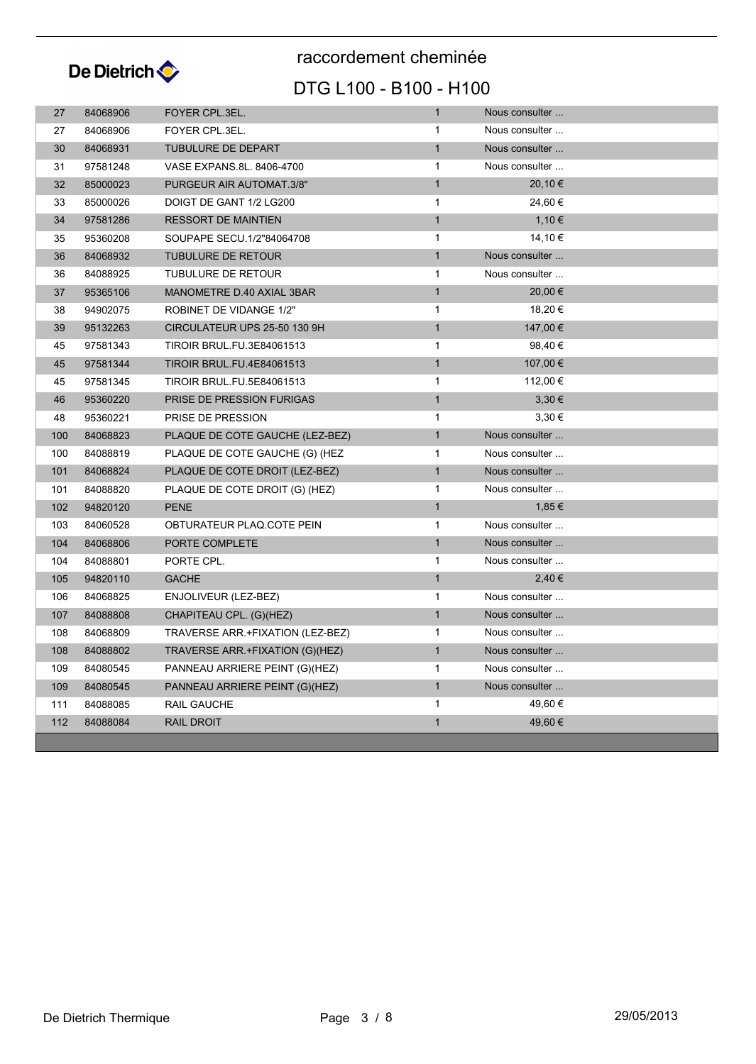# raccordement cheminée

## DTG L100 - B100 - H100

| | | | | |
|---|---|---|---|---|
| 27 | 84068906 | FOYER CPL.3EL. | 1 | Nous consulter ... |
| 27 | 84068906 | FOYER CPL.3EL. | 1 | Nous consulter ... |
| 30 | 84068931 | TUBULURE DE DEPART | 1 | Nous consulter ... |
| 31 | 97581248 | VASE EXPANS.8L. 8406-4700 | 1 | Nous consulter ... |
| 32 | 85000023 | PURGEUR AIR AUTOMAT.3/8" | 1 | 20,10 € |
| 33 | 85000026 | DOIGT DE GANT 1/2 LG200 | 1 | 24,60 € |
| 34 | 97581286 | RESSORT DE MAINTIEN | 1 | 1,10 € |
| 35 | 95360208 | SOUPAPE SECU.1/2"84064708 | 1 | 14,10 € |
| 36 | 84068932 | TUBULURE DE RETOUR | 1 | Nous consulter ... |
| 36 | 84088925 | TUBULURE DE RETOUR | 1 | Nous consulter ... |
| 37 | 95365106 | MANOMETRE D.40 AXIAL 3BAR | 1 | 20,00 € |
| 38 | 94902075 | ROBINET DE VIDANGE 1/2" | 1 | 18,20 € |
| 39 | 95132263 | CIRCULATEUR UPS 25-50 130 9H | 1 | 147,00 € |
| 45 | 97581343 | TIROIR BRUL.FU.3E84061513 | 1 | 98,40 € |
| 45 | 97581344 | TIROIR BRUL.FU.4E84061513 | 1 | 107,00 € |
| 45 | 97581345 | TIROIR BRUL.FU.5E84061513 | 1 | 112,00 € |
| 46 | 95360220 | PRISE DE PRESSION FURIGAS | 1 | 3,30 € |
| 48 | 95360221 | PRISE DE PRESSION | 1 | 3,30 € |
| 100 | 84068823 | PLAQUE DE COTE GAUCHE (LEZ-BEZ) | 1 | Nous consulter ... |
| 100 | 84088819 | PLAQUE DE COTE GAUCHE (G) (HEZ | 1 | Nous consulter ... |
| 101 | 84068824 | PLAQUE DE COTE DROIT (LEZ-BEZ) | 1 | Nous consulter ... |
| 101 | 84088820 | PLAQUE DE COTE DROIT (G) (HEZ) | 1 | Nous consulter ... |
| 102 | 94820120 | PENE | 1 | 1,85 € |
| 103 | 84060528 | OBTURATEUR PLAQ.COTE PEIN | 1 | Nous consulter ... |
| 104 | 84068806 | PORTE COMPLETE | 1 | Nous consulter ... |
| 104 | 84088801 | PORTE CPL. | 1 | Nous consulter ... |
| 105 | 94820110 | GACHE | 1 | 2,40 € |
| 106 | 84068825 | ENJOLIVEUR (LEZ-BEZ) | 1 | Nous consulter ... |
| 107 | 84088808 | CHAPITEAU CPL. (G)(HEZ) | 1 | Nous consulter ... |
| 108 | 84068809 | TRAVERSE ARR.+FIXATION (LEZ-BEZ) | 1 | Nous consulter ... |
| 108 | 84088802 | TRAVERSE ARR.+FIXATION (G)(HEZ) | 1 | Nous consulter ... |
| 109 | 84080545 | PANNEAU ARRIERE PEINT (G)(HEZ) | 1 | Nous consulter ... |
| 109 | 84080545 | PANNEAU ARRIERE PEINT (G)(HEZ) | 1 | Nous consulter ... |
| 111 | 84088085 | RAIL GAUCHE | 1 | 49,60 € |
| 112 | 84088084 | RAIL DROIT | 1 | 49,60 € |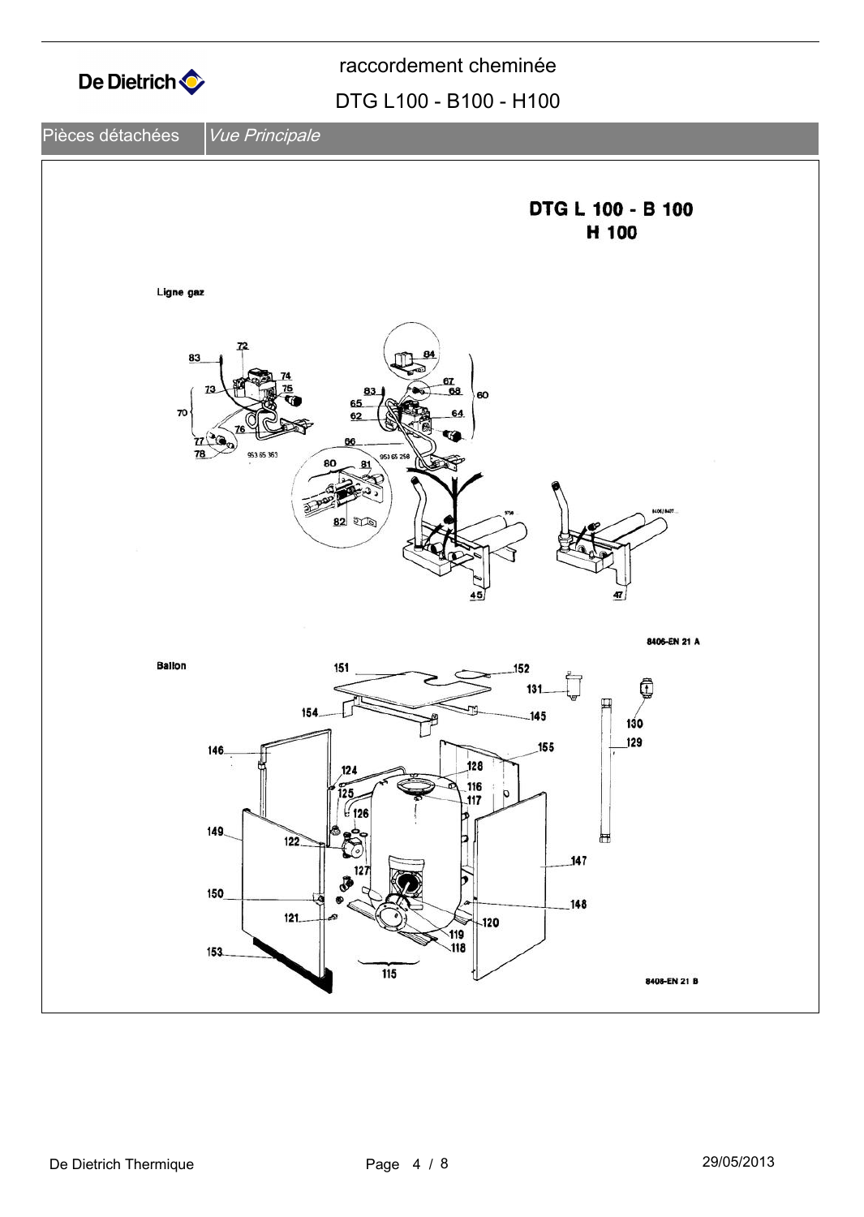Pièces détachées *Vue Principale*

**DTG L 100 - B 100**
**H 100**

Ligne gaz

83 72 73 74 75 70 76 77 78 953 65 363 84 83 67 68 65 62 64 60 66 953 65 258 80 81 82 45 47

8406-EN 21 A

Ballon

151 152 131 154 145 130 146 129 155 124 128 125 116 117 126 149 122 127 147 150 148 121 120 119 118 153 115

8406-EN 21 B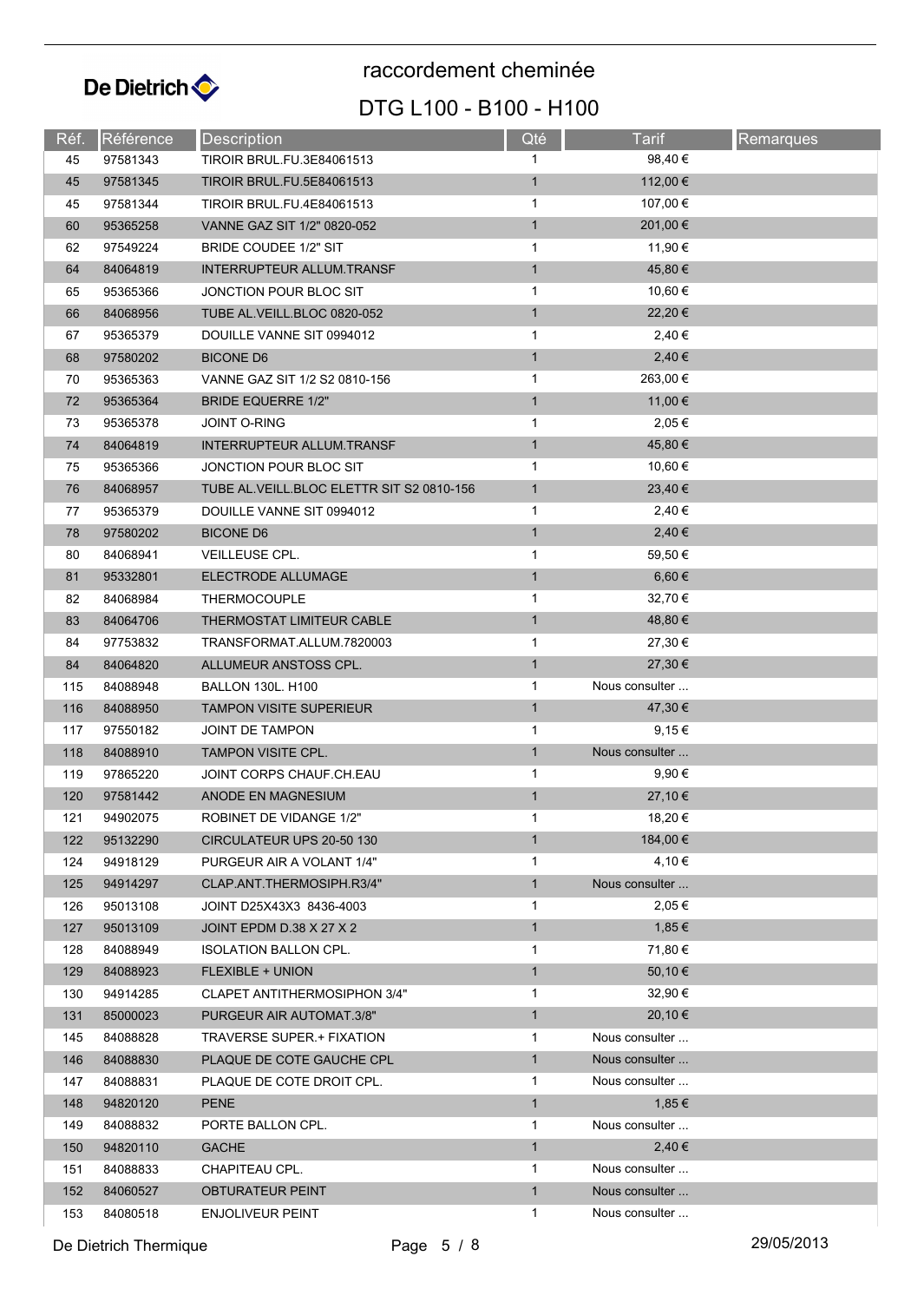# raccordement cheminée

## DTG L100 - B100 - H100

| Réf. | Référence | Description | Qté | Tarif | Remarques |
|---|---|---|---|---|---|
| 45 | 97581343 | TIROIR BRUL.FU.3E84061513 | 1 | 98,40 € | |
| 45 | 97581345 | TIROIR BRUL.FU.5E84061513 | 1 | 112,00 € | |
| 45 | 97581344 | TIROIR BRUL.FU.4E84061513 | 1 | 107,00 € | |
| 60 | 95365258 | VANNE GAZ SIT 1/2" 0820-052 | 1 | 201,00 € | |
| 62 | 97549224 | BRIDE COUDEE 1/2" SIT | 1 | 11,90 € | |
| 64 | 84064819 | INTERRUPTEUR ALLUM.TRANSF | 1 | 45,80 € | |
| 65 | 95365366 | JONCTION POUR BLOC SIT | 1 | 10,60 € | |
| 66 | 84068956 | TUBE AL.VEILL.BLOC 0820-052 | 1 | 22,20 € | |
| 67 | 95365379 | DOUILLE VANNE SIT 0994012 | 1 | 2,40 € | |
| 68 | 97580202 | BICONE D6 | 1 | 2,40 € | |
| 70 | 95365363 | VANNE GAZ SIT 1/2 S2 0810-156 | 1 | 263,00 € | |
| 72 | 95365364 | BRIDE EQUERRE 1/2" | 1 | 11,00 € | |
| 73 | 95365378 | JOINT O-RING | 1 | 2,05 € | |
| 74 | 84064819 | INTERRUPTEUR ALLUM.TRANSF | 1 | 45,80 € | |
| 75 | 95365366 | JONCTION POUR BLOC SIT | 1 | 10,60 € | |
| 76 | 84068957 | TUBE AL.VEILL.BLOC ELETTR SIT S2 0810-156 | 1 | 23,40 € | |
| 77 | 95365379 | DOUILLE VANNE SIT 0994012 | 1 | 2,40 € | |
| 78 | 97580202 | BICONE D6 | 1 | 2,40 € | |
| 80 | 84068941 | VEILLEUSE CPL. | 1 | 59,50 € | |
| 81 | 95332801 | ELECTRODE ALLUMAGE | 1 | 6,60 € | |
| 82 | 84068984 | THERMOCOUPLE | 1 | 32,70 € | |
| 83 | 84064706 | THERMOSTAT LIMITEUR CABLE | 1 | 48,80 € | |
| 84 | 97753832 | TRANSFORMAT.ALLUM.7820003 | 1 | 27,30 € | |
| 84 | 84064820 | ALLUMEUR ANSTOSS CPL. | 1 | 27,30 € | |
| 115 | 84088948 | BALLON 130L. H100 | 1 | Nous consulter ... | |
| 116 | 84088950 | TAMPON VISITE SUPERIEUR | 1 | 47,30 € | |
| 117 | 97550182 | JOINT DE TAMPON | 1 | 9,15 € | |
| 118 | 84088910 | TAMPON VISITE CPL. | 1 | Nous consulter ... | |
| 119 | 97865220 | JOINT CORPS CHAUF.CH.EAU | 1 | 9,90 € | |
| 120 | 97581442 | ANODE EN MAGNESIUM | 1 | 27,10 € | |
| 121 | 94902075 | ROBINET DE VIDANGE 1/2" | 1 | 18,20 € | |
| 122 | 95132290 | CIRCULATEUR UPS 20-50 130 | 1 | 184,00 € | |
| 124 | 94918129 | PURGEUR AIR A VOLANT 1/4" | 1 | 4,10 € | |
| 125 | 94914297 | CLAP.ANT.THERMOSIPH.R3/4" | 1 | Nous consulter ... | |
| 126 | 95013108 | JOINT D25X43X3 8436-4003 | 1 | 2,05 € | |
| 127 | 95013109 | JOINT EPDM D.38 X 27 X 2 | 1 | 1,85 € | |
| 128 | 84088949 | ISOLATION BALLON CPL. | 1 | 71,80 € | |
| 129 | 84088923 | FLEXIBLE + UNION | 1 | 50,10 € | |
| 130 | 94914285 | CLAPET ANTITHERMOSIPHON 3/4" | 1 | 32,90 € | |
| 131 | 85000023 | PURGEUR AIR AUTOMAT.3/8" | 1 | 20,10 € | |
| 145 | 84088828 | TRAVERSE SUPER.+ FIXATION | 1 | Nous consulter ... | |
| 146 | 84088830 | PLAQUE DE COTE GAUCHE CPL | 1 | Nous consulter ... | |
| 147 | 84088831 | PLAQUE DE COTE DROIT CPL. | 1 | Nous consulter ... | |
| 148 | 94820120 | PENE | 1 | 1,85 € | |
| 149 | 84088832 | PORTE BALLON CPL. | 1 | Nous consulter ... | |
| 150 | 94820110 | GACHE | 1 | 2,40 € | |
| 151 | 84088833 | CHAPITEAU CPL. | 1 | Nous consulter ... | |
| 152 | 84060527 | OBTURATEUR PEINT | 1 | Nous consulter ... | |
| 153 | 84080518 | ENJOLIVEUR PEINT | 1 | Nous consulter ... | |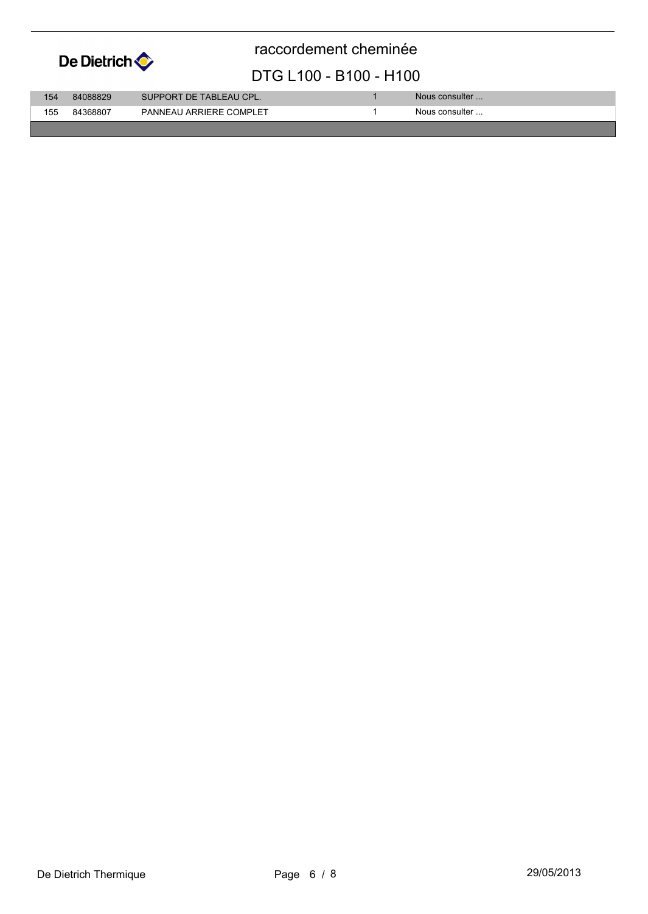# raccordement cheminée

## DTG L100 - B100 - H100

| | | | | |
|---|---|---|---|---|
| 154 | 84088829 | SUPPORT DE TABLEAU CPL. | 1 | Nous consulter ... |
| 155 | 84368807 | PANNEAU ARRIERE COMPLET | 1 | Nous consulter ... |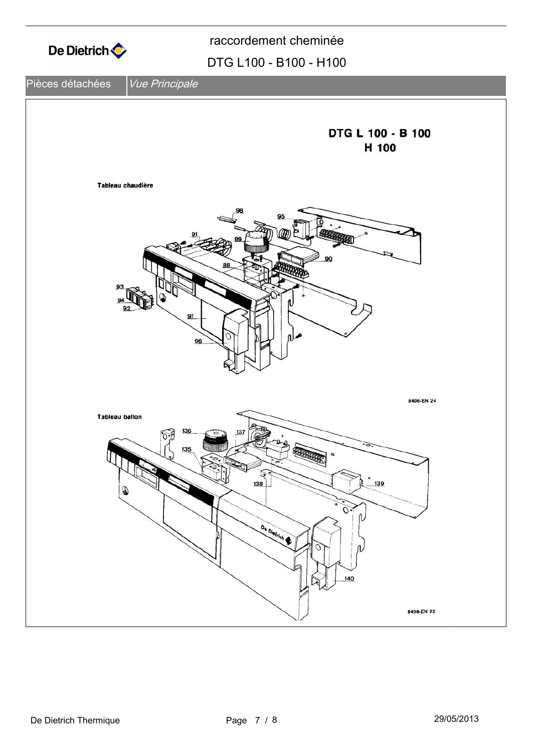Pièces détachées | *Vue Principale*

**DTG L 100 - B 100**
**H 100**

**Tableau chaudière**

98
95
91
89
88
90
93
94
92
97
96

8406-EN 24

**Tableau ballon**

136
137
135
138
139
140

8408-EN 22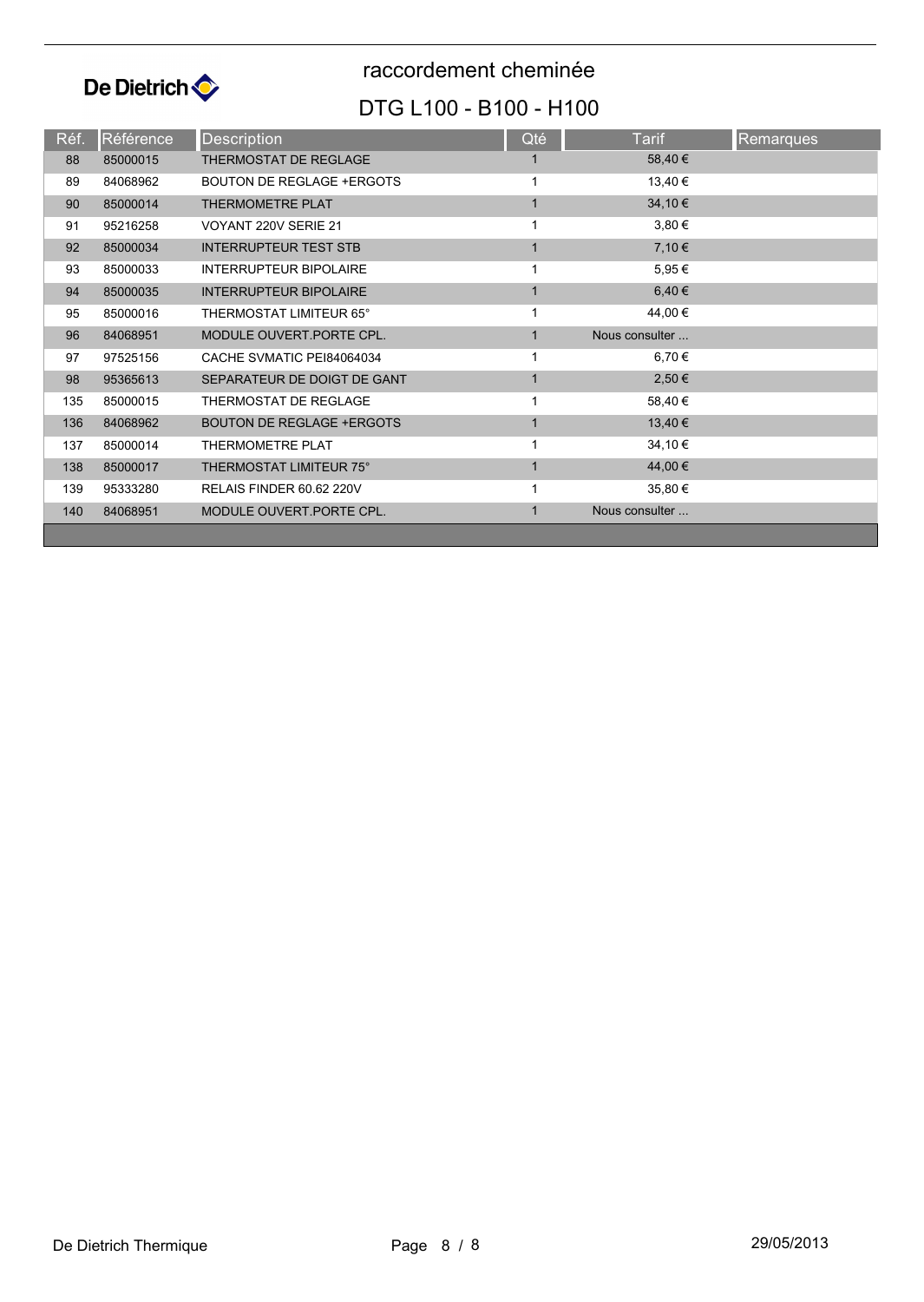De Dietrich

# raccordement cheminée

## DTG L100 - B100 - H100

| Réf. | Référence | Description | Qté | Tarif | Remarques |
|---|---|---|---|---|---|
| 88 | 85000015 | THERMOSTAT DE REGLAGE | 1 | 58,40 € | |
| 89 | 84068962 | BOUTON DE REGLAGE +ERGOTS | 1 | 13,40 € | |
| 90 | 85000014 | THERMOMETRE PLAT | 1 | 34,10 € | |
| 91 | 95216258 | VOYANT 220V SERIE 21 | 1 | 3,80 € | |
| 92 | 85000034 | INTERRUPTEUR TEST STB | 1 | 7,10 € | |
| 93 | 85000033 | INTERRUPTEUR BIPOLAIRE | 1 | 5,95 € | |
| 94 | 85000035 | INTERRUPTEUR BIPOLAIRE | 1 | 6,40 € | |
| 95 | 85000016 | THERMOSTAT LIMITEUR 65° | 1 | 44,00 € | |
| 96 | 84068951 | MODULE OUVERT.PORTE CPL. | 1 | Nous consulter ... | |
| 97 | 97525156 | CACHE SVMATIC PEI84064034 | 1 | 6,70 € | |
| 98 | 95365613 | SEPARATEUR DE DOIGT DE GANT | 1 | 2,50 € | |
| 135 | 85000015 | THERMOSTAT DE REGLAGE | 1 | 58,40 € | |
| 136 | 84068962 | BOUTON DE REGLAGE +ERGOTS | 1 | 13,40 € | |
| 137 | 85000014 | THERMOMETRE PLAT | 1 | 34,10 € | |
| 138 | 85000017 | THERMOSTAT LIMITEUR 75° | 1 | 44,00 € | |
| 139 | 95333280 | RELAIS FINDER 60.62 220V | 1 | 35,80 € | |
| 140 | 84068951 | MODULE OUVERT.PORTE CPL. | 1 | Nous consulter ... | |

De Dietrich Thermique

29/05/2013